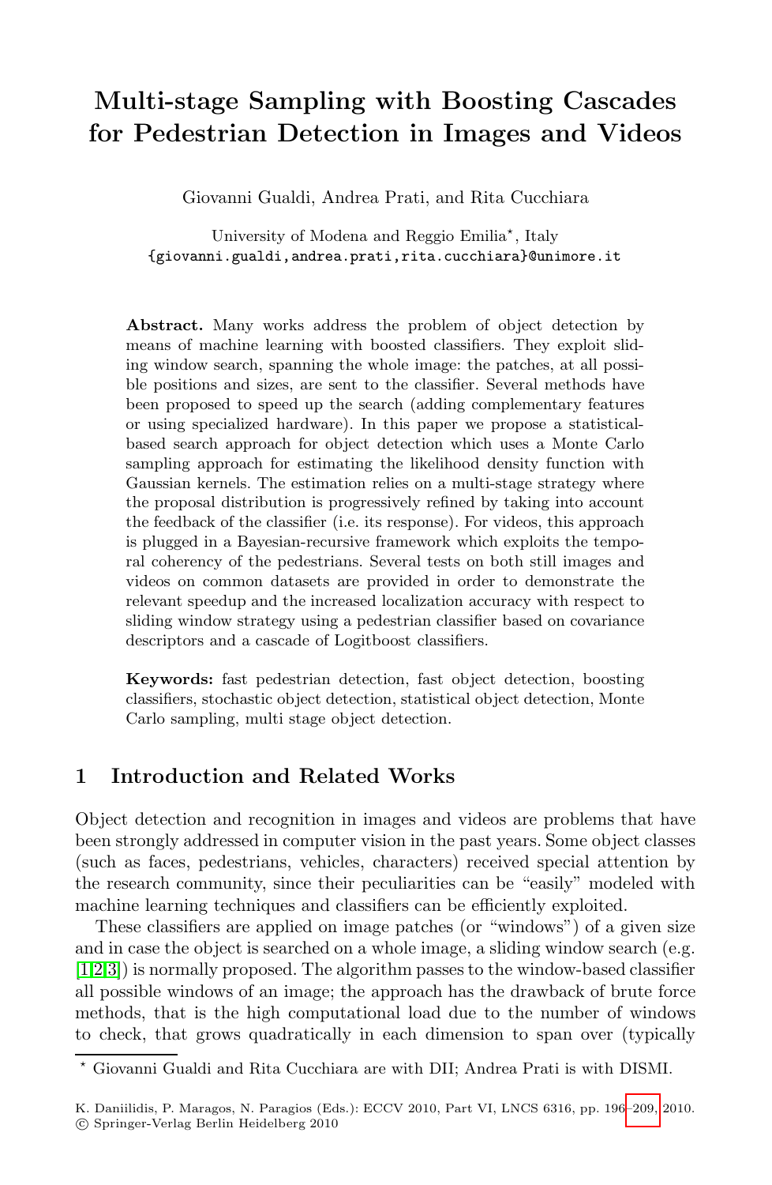# Multi-stage Sampling with Boosting Cascades for Pedestrian Detection in Images and Videos

Giovanni Gualdi, Andrea Prati, and Rita Cucchiara

University of Modena and Reggio Emilia*, Italy
{giovanni.gualdi,andrea.prati,rita.cucchiara}@unimore.it

**Abstract.** Many works address the problem of object detection by means of machine learning with boosted classifiers. They exploit sliding window search, spanning the whole image: the patches, at all possible positions and sizes, are sent to the classifier. Several methods have been proposed to speed up the search (adding complementary features or using specialized hardware). In this paper we propose a statistical-based search approach for object detection which uses a Monte Carlo sampling approach for estimating the likelihood density function with Gaussian kernels. The estimation relies on a multi-stage strategy where the proposal distribution is progressively refined by taking into account the feedback of the classifier (i.e. its response). For videos, this approach is plugged in a Bayesian-recursive framework which exploits the temporal coherency of the pedestrians. Several tests on both still images and videos on common datasets are provided in order to demonstrate the relevant speedup and the increased localization accuracy with respect to sliding window strategy using a pedestrian classifier based on covariance descriptors and a cascade of Logitboost classifiers.

**Keywords:** fast pedestrian detection, fast object detection, boosting classifiers, stochastic object detection, statistical object detection, Monte Carlo sampling, multi stage object detection.

## 1 Introduction and Related Works

Object detection and recognition in images and videos are problems that have been strongly addressed in computer vision in the past years. Some object classes (such as faces, pedestrians, vehicles, characters) received special attention by the research community, since their peculiarities can be "easily" modeled with machine learning techniques and classifiers can be efficiently exploited.

These classifiers are applied on image patches (or "windows") of a given size and in case the object is searched on a whole image, a sliding window search (e.g. [1,2,3]) is normally proposed. The algorithm passes to the window-based classifier all possible windows of an image; the approach has the drawback of brute force methods, that is the high computational load due to the number of windows to check, that grows quadratically in each dimension to span over (typically

* Giovanni Gualdi and Rita Cucchiara are with DII; Andrea Prati is with DISMI.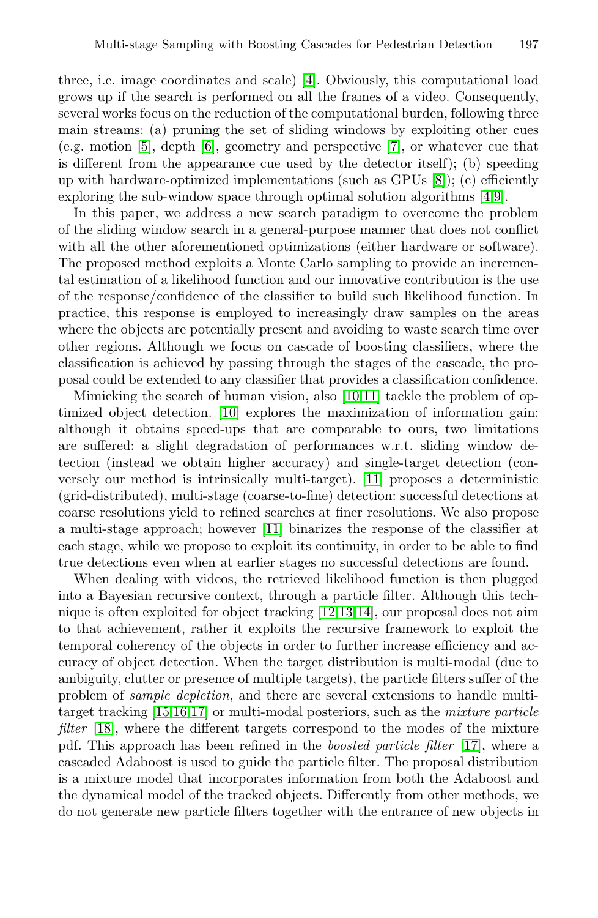three, i.e. image coordinates and scale) [4]. Obviously, this computational load grows up if the search is performed on all the frames of a video. Consequently, several works focus on the reduction of the computational burden, following three main streams: (a) pruning the set of sliding windows by exploiting other cues (e.g. motion [5], depth [6], geometry and perspective [7], or whatever cue that is different from the appearance cue used by the detector itself); (b) speeding up with hardware-optimized implementations (such as GPUs [8]); (c) efficiently exploring the sub-window space through optimal solution algorithms [4,9].

In this paper, we address a new search paradigm to overcome the problem of the sliding window search in a general-purpose manner that does not conflict with all the other aforementioned optimizations (either hardware or software). The proposed method exploits a Monte Carlo sampling to provide an incremental estimation of a likelihood function and our innovative contribution is the use of the response/confidence of the classifier to build such likelihood function. In practice, this response is employed to increasingly draw samples on the areas where the objects are potentially present and avoiding to waste search time over other regions. Although we focus on cascade of boosting classifiers, where the classification is achieved by passing through the stages of the cascade, the proposal could be extended to any classifier that provides a classification confidence.

Mimicking the search of human vision, also [10,11] tackle the problem of optimized object detection. [10] explores the maximization of information gain: although it obtains speed-ups that are comparable to ours, two limitations are suffered: a slight degradation of performances w.r.t. sliding window detection (instead we obtain higher accuracy) and single-target detection (conversely our method is intrinsically multi-target). [11] proposes a deterministic (grid-distributed), multi-stage (coarse-to-fine) detection: successful detections at coarse resolutions yield to refined searches at finer resolutions. We also propose a multi-stage approach; however [11] binarizes the response of the classifier at each stage, while we propose to exploit its continuity, in order to be able to find true detections even when at earlier stages no successful detections are found.

When dealing with videos, the retrieved likelihood function is then plugged into a Bayesian recursive context, through a particle filter. Although this technique is often exploited for object tracking [12,13,14], our proposal does not aim to that achievement, rather it exploits the recursive framework to exploit the temporal coherency of the objects in order to further increase efficiency and accuracy of object detection. When the target distribution is multi-modal (due to ambiguity, clutter or presence of multiple targets), the particle filters suffer of the problem of *sample depletion*, and there are several extensions to handle multi-target tracking [15,16,17] or multi-modal posteriors, such as the *mixture particle filter* [18], where the different targets correspond to the modes of the mixture pdf. This approach has been refined in the *boosted particle filter* [17], where a cascaded Adaboost is used to guide the particle filter. The proposal distribution is a mixture model that incorporates information from both the Adaboost and the dynamical model of the tracked objects. Differently from other methods, we do not generate new particle filters together with the entrance of new objects in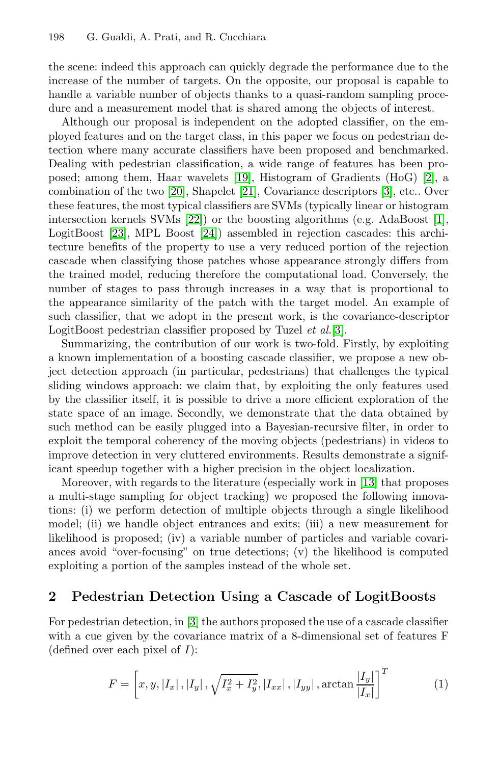the scene: indeed this approach can quickly degrade the performance due to the increase of the number of targets. On the opposite, our proposal is capable to handle a variable number of objects thanks to a quasi-random sampling procedure and a measurement model that is shared among the objects of interest.

Although our proposal is independent on the adopted classifier, on the employed features and on the target class, in this paper we focus on pedestrian detection where many accurate classifiers have been proposed and benchmarked. Dealing with pedestrian classification, a wide range of features has been proposed; among them, Haar wavelets [19], Histogram of Gradients (HoG) [2], a combination of the two [20], Shapelet [21], Covariance descriptors [3], etc.. Over these features, the most typical classifiers are SVMs (typically linear or histogram intersection kernels SVMs [22]) or the boosting algorithms (e.g. AdaBoost [1], LogitBoost [23], MPL Boost [24]) assembled in rejection cascades: this architecture benefits of the property to use a very reduced portion of the rejection cascade when classifying those patches whose appearance strongly differs from the trained model, reducing therefore the computational load. Conversely, the number of stages to pass through increases in a way that is proportional to the appearance similarity of the patch with the target model. An example of such classifier, that we adopt in the present work, is the covariance-descriptor LogitBoost pedestrian classifier proposed by Tuzel *et al.*[3].

Summarizing, the contribution of our work is two-fold. Firstly, by exploiting a known implementation of a boosting cascade classifier, we propose a new object detection approach (in particular, pedestrians) that challenges the typical sliding windows approach: we claim that, by exploiting the only features used by the classifier itself, it is possible to drive a more efficient exploration of the state space of an image. Secondly, we demonstrate that the data obtained by such method can be easily plugged into a Bayesian-recursive filter, in order to exploit the temporal coherency of the moving objects (pedestrians) in videos to improve detection in very cluttered environments. Results demonstrate a significant speedup together with a higher precision in the object localization.

Moreover, with regards to the literature (especially work in [13] that proposes a multi-stage sampling for object tracking) we proposed the following innovations: (i) we perform detection of multiple objects through a single likelihood model; (ii) we handle object entrances and exits; (iii) a new measurement for likelihood is proposed; (iv) a variable number of particles and variable covariances avoid "over-focusing" on true detections; (v) the likelihood is computed exploiting a portion of the samples instead of the whole set.

## 2 Pedestrian Detection Using a Cascade of LogitBoosts

For pedestrian detection, in [3] the authors proposed the use of a cascade classifier with a cue given by the covariance matrix of a 8-dimensional set of features F (defined over each pixel of $I$):

$$F = \left[ x, y, |I_x|, |I_y|, \sqrt{I_x^2 + I_y^2}, |I_{xx}|, |I_{yy}|, \arctan \frac{|I_y|}{|I_x|} \right]^T \tag{1}$$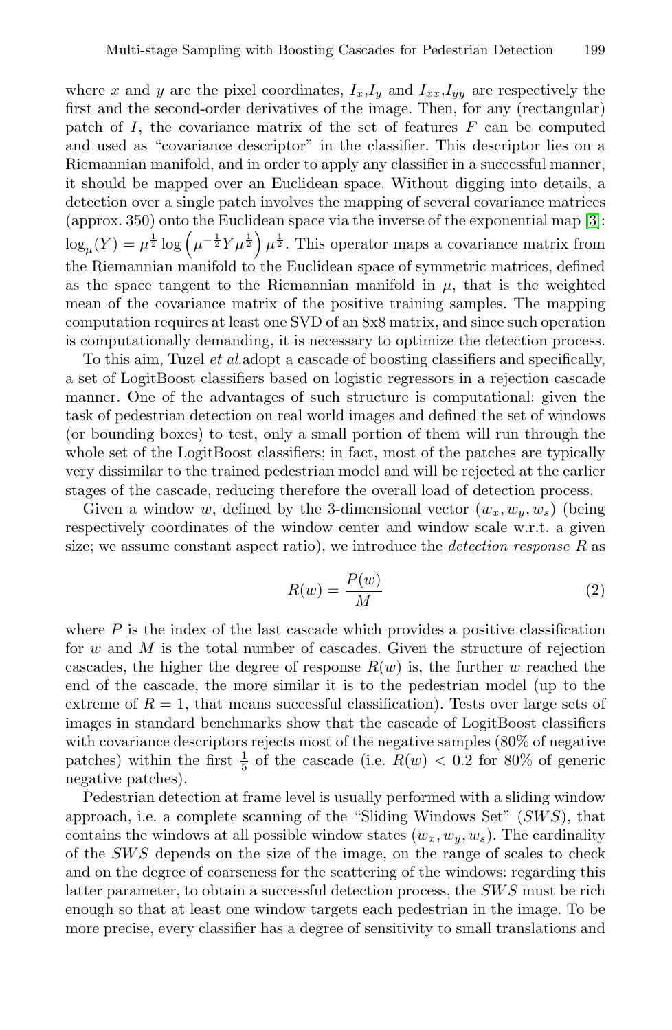where $x$ and $y$ are the pixel coordinates, $I_x$,$I_y$ and $I_{xx}$,$I_{yy}$ are respectively the first and the second-order derivatives of the image. Then, for any (rectangular) patch of $I$, the covariance matrix of the set of features $F$ can be computed and used as "covariance descriptor" in the classifier. This descriptor lies on a Riemannian manifold, and in order to apply any classifier in a successful manner, it should be mapped over an Euclidean space. Without digging into details, a detection over a single patch involves the mapping of several covariance matrices (approx. 350) onto the Euclidean space via the inverse of the exponential map [3]: $\log_\mu(Y) = \mu^{\frac{1}{2}} \log\left(\mu^{-\frac{1}{2}} Y \mu^{\frac{1}{2}}\right) \mu^{\frac{1}{2}}$. This operator maps a covariance matrix from the Riemannian manifold to the Euclidean space of symmetric matrices, defined as the space tangent to the Riemannian manifold in $\mu$, that is the weighted mean of the covariance matrix of the positive training samples. The mapping computation requires at least one SVD of an 8x8 matrix, and since such operation is computationally demanding, it is necessary to optimize the detection process.

To this aim, Tuzel *et al.*adopt a cascade of boosting classifiers and specifically, a set of LogitBoost classifiers based on logistic regressors in a rejection cascade manner. One of the advantages of such structure is computational: given the task of pedestrian detection on real world images and defined the set of windows (or bounding boxes) to test, only a small portion of them will run through the whole set of the LogitBoost classifiers; in fact, most of the patches are typically very dissimilar to the trained pedestrian model and will be rejected at the earlier stages of the cascade, reducing therefore the overall load of detection process.

Given a window $w$, defined by the 3-dimensional vector $(w_x, w_y, w_s)$ (being respectively coordinates of the window center and window scale w.r.t. a given size; we assume constant aspect ratio), we introduce the *detection response* $R$ as

$$R(w) = \frac{P(w)}{M} \tag{2}$$

where $P$ is the index of the last cascade which provides a positive classification for $w$ and $M$ is the total number of cascades. Given the structure of rejection cascades, the higher the degree of response $R(w)$ is, the further $w$ reached the end of the cascade, the more similar it is to the pedestrian model (up to the extreme of $R = 1$, that means successful classification). Tests over large sets of images in standard benchmarks show that the cascade of LogitBoost classifiers with covariance descriptors rejects most of the negative samples (80% of negative patches) within the first $\frac{1}{5}$ of the cascade (i.e. $R(w) < 0.2$ for 80% of generic negative patches).

Pedestrian detection at frame level is usually performed with a sliding window approach, i.e. a complete scanning of the "Sliding Windows Set" ($SWS$), that contains the windows at all possible window states $(w_x, w_y, w_s)$. The cardinality of the $SWS$ depends on the size of the image, on the range of scales to check and on the degree of coarseness for the scattering of the windows: regarding this latter parameter, to obtain a successful detection process, the $SWS$ must be rich enough so that at least one window targets each pedestrian in the image. To be more precise, every classifier has a degree of sensitivity to small translations and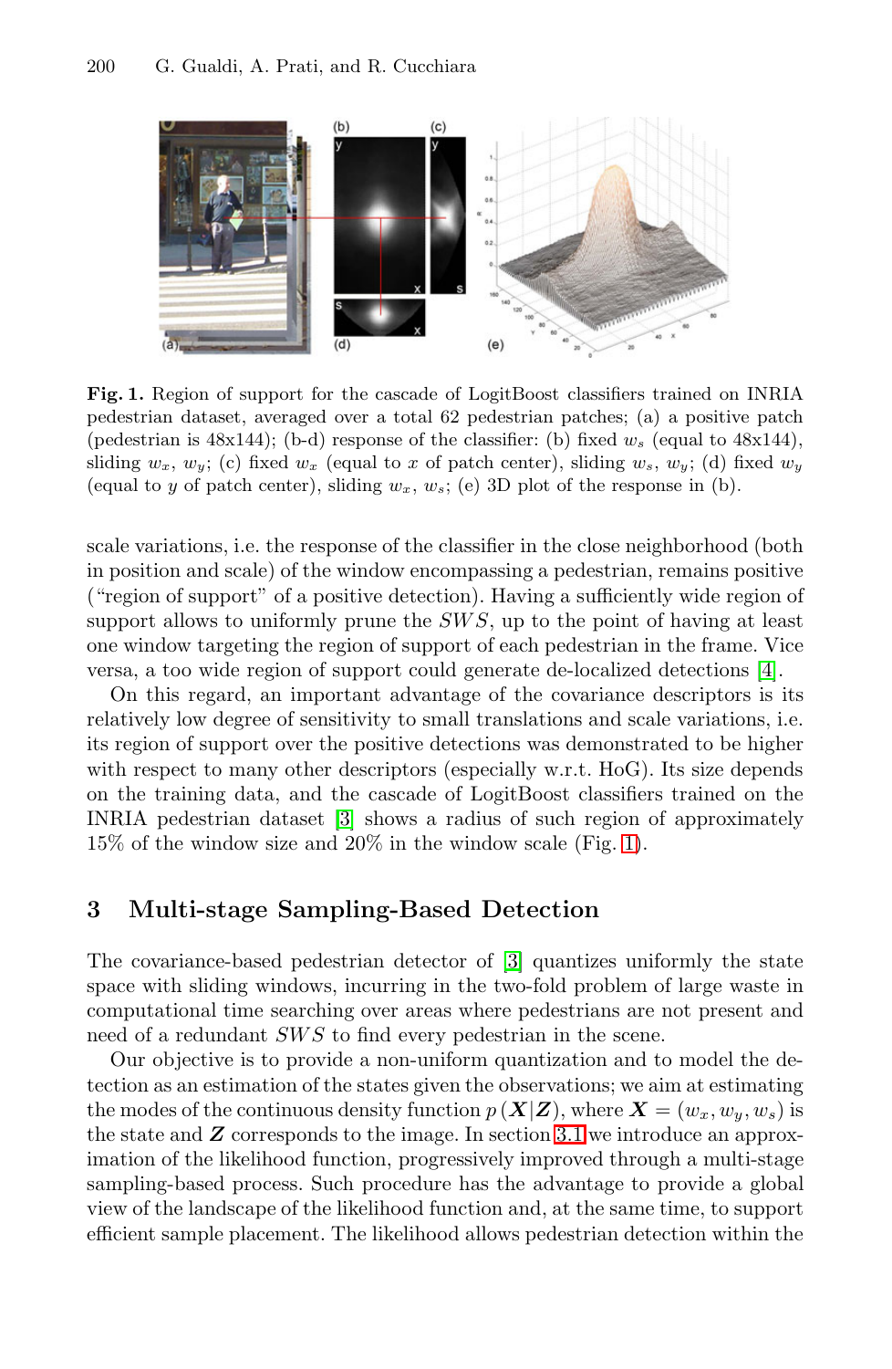**Fig. 1.** Region of support for the cascade of LogitBoost classifiers trained on INRIA pedestrian dataset, averaged over a total 62 pedestrian patches; (a) a positive patch (pedestrian is 48x144); (b-d) response of the classifier: (b) fixed $w_s$ (equal to 48x144), sliding $w_x$, $w_y$; (c) fixed $w_x$ (equal to $x$ of patch center), sliding $w_s$, $w_y$; (d) fixed $w_y$ (equal to $y$ of patch center), sliding $w_x$, $w_s$; (e) 3D plot of the response in (b).

scale variations, i.e. the response of the classifier in the close neighborhood (both in position and scale) of the window encompassing a pedestrian, remains positive ("region of support" of a positive detection). Having a sufficiently wide region of support allows to uniformly prune the $SWS$, up to the point of having at least one window targeting the region of support of each pedestrian in the frame. Vice versa, a too wide region of support could generate de-localized detections [4].

On this regard, an important advantage of the covariance descriptors is its relatively low degree of sensitivity to small translations and scale variations, i.e. its region of support over the positive detections was demonstrated to be higher with respect to many other descriptors (especially w.r.t. HoG). Its size depends on the training data, and the cascade of LogitBoost classifiers trained on the INRIA pedestrian dataset [3] shows a radius of such region of approximately 15% of the window size and 20% in the window scale (Fig. 1).

## 3 Multi-stage Sampling-Based Detection

The covariance-based pedestrian detector of [3] quantizes uniformly the state space with sliding windows, incurring in the two-fold problem of large waste in computational time searching over areas where pedestrians are not present and need of a redundant $SWS$ to find every pedestrian in the scene.

Our objective is to provide a non-uniform quantization and to model the detection as an estimation of the states given the observations; we aim at estimating the modes of the continuous density function $p(\boldsymbol{X}|\boldsymbol{Z})$, where $\boldsymbol{X} = (w_x, w_y, w_s)$ is the state and $\boldsymbol{Z}$ corresponds to the image. In section 3.1 we introduce an approximation of the likelihood function, progressively improved through a multi-stage sampling-based process. Such procedure has the advantage to provide a global view of the landscape of the likelihood function and, at the same time, to support efficient sample placement. The likelihood allows pedestrian detection within the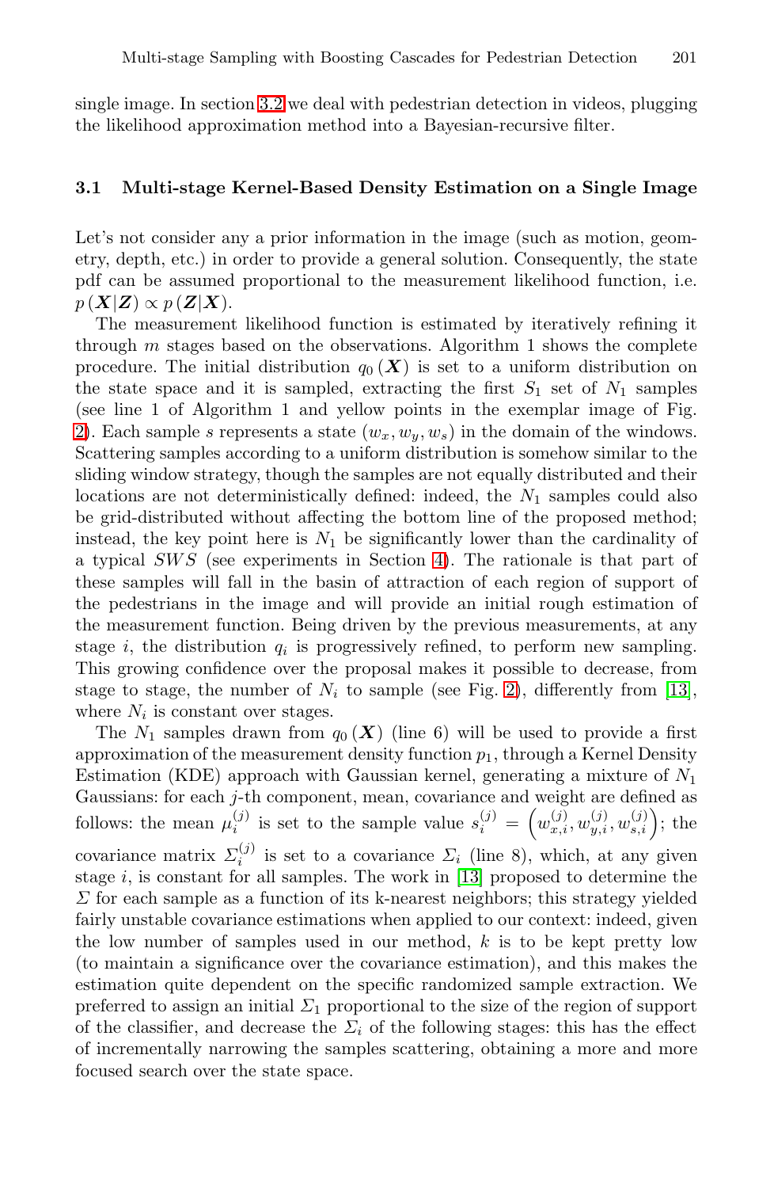single image. In section 3.2 we deal with pedestrian detection in videos, plugging the likelihood approximation method into a Bayesian-recursive filter.

### 3.1 Multi-stage Kernel-Based Density Estimation on a Single Image

Let's not consider any a prior information in the image (such as motion, geometry, depth, etc.) in order to provide a general solution. Consequently, the state pdf can be assumed proportional to the measurement likelihood function, i.e. $p(\boldsymbol{X}|\boldsymbol{Z}) \propto p(\boldsymbol{Z}|\boldsymbol{X})$.

The measurement likelihood function is estimated by iteratively refining it through $m$ stages based on the observations. Algorithm 1 shows the complete procedure. The initial distribution $q_0(\boldsymbol{X})$ is set to a uniform distribution on the state space and it is sampled, extracting the first $S_1$ set of $N_1$ samples (see line 1 of Algorithm 1 and yellow points in the exemplar image of Fig. 2). Each sample $s$ represents a state $(w_x, w_y, w_s)$ in the domain of the windows. Scattering samples according to a uniform distribution is somehow similar to the sliding window strategy, though the samples are not equally distributed and their locations are not deterministically defined: indeed, the $N_1$ samples could also be grid-distributed without affecting the bottom line of the proposed method; instead, the key point here is $N_1$ be significantly lower than the cardinality of a typical $SWS$ (see experiments in Section 4). The rationale is that part of these samples will fall in the basin of attraction of each region of support of the pedestrians in the image and will provide an initial rough estimation of the measurement function. Being driven by the previous measurements, at any stage $i$, the distribution $q_i$ is progressively refined, to perform new sampling. This growing confidence over the proposal makes it possible to decrease, from stage to stage, the number of $N_i$ to sample (see Fig. 2), differently from [13], where $N_i$ is constant over stages.

The $N_1$ samples drawn from $q_0(\boldsymbol{X})$ (line 6) will be used to provide a first approximation of the measurement density function $p_1$, through a Kernel Density Estimation (KDE) approach with Gaussian kernel, generating a mixture of $N_1$ Gaussians: for each $j$-th component, mean, covariance and weight are defined as follows: the mean $\mu_i^{(j)}$ is set to the sample value $s_i^{(j)} = \left(w_{x,i}^{(j)}, w_{y,i}^{(j)}, w_{s,i}^{(j)}\right)$; the covariance matrix $\Sigma_i^{(j)}$ is set to a covariance $\Sigma_i$ (line 8), which, at any given stage $i$, is constant for all samples. The work in [13] proposed to determine the $\Sigma$ for each sample as a function of its k-nearest neighbors; this strategy yielded fairly unstable covariance estimations when applied to our context: indeed, given the low number of samples used in our method, $k$ is to be kept pretty low (to maintain a significance over the covariance estimation), and this makes the estimation quite dependent on the specific randomized sample extraction. We preferred to assign an initial $\Sigma_1$ proportional to the size of the region of support of the classifier, and decrease the $\Sigma_i$ of the following stages: this has the effect of incrementally narrowing the samples scattering, obtaining a more and more focused search over the state space.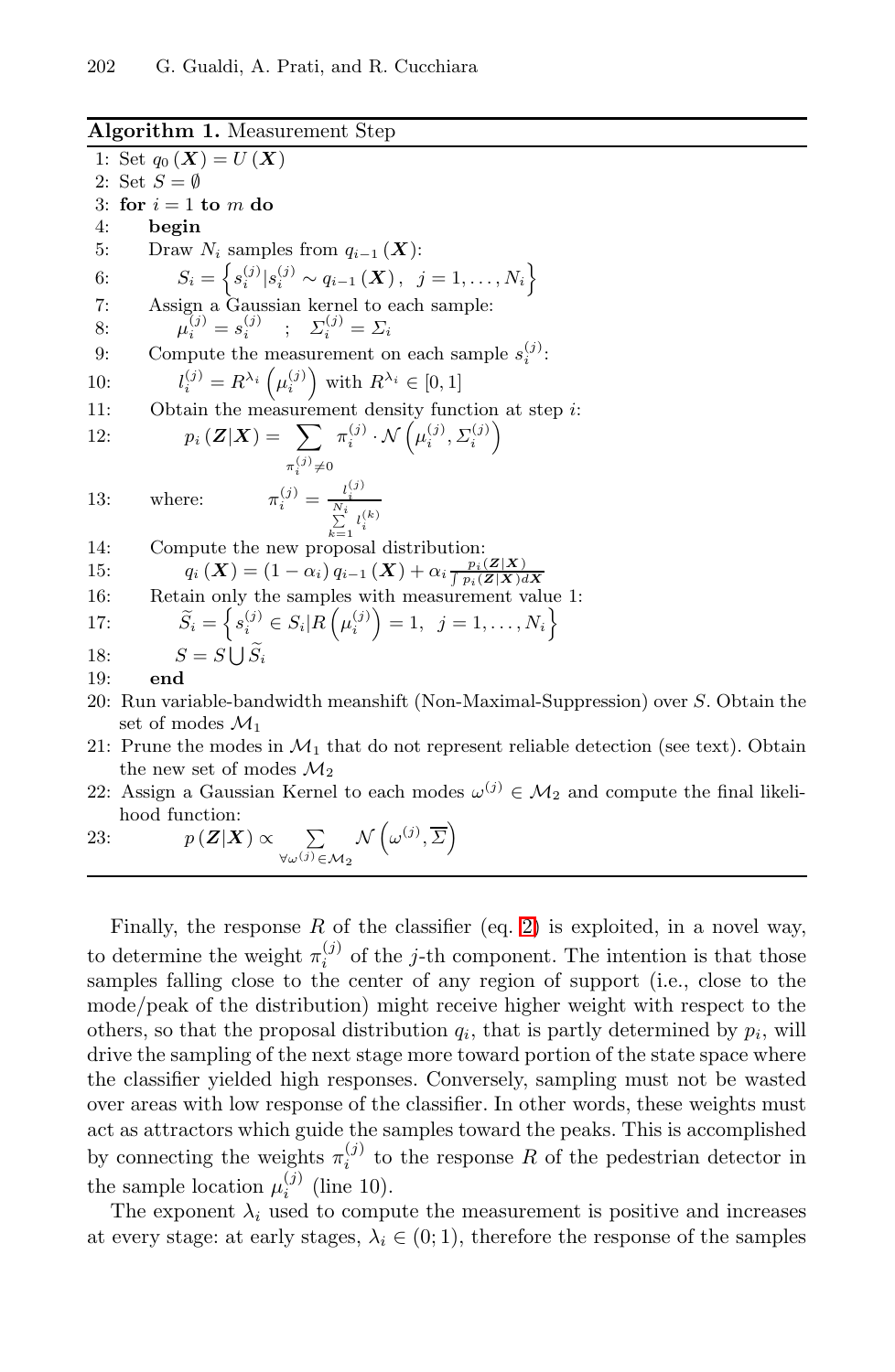**Algorithm 1.** Measurement Step

1: Set $q_0(\boldsymbol{X}) = U(\boldsymbol{X})$
2: Set $S = \emptyset$
3: **for** $i = 1$ **to** $m$ **do**
4: **begin**
5: Draw $N_i$ samples from $q_{i-1}(\boldsymbol{X})$:
6: $S_i = \left\{ s_i^{(j)} | s_i^{(j)} \sim q_{i-1}(\boldsymbol{X}),\ \ j = 1, \ldots, N_i \right\}$
7: Assign a Gaussian kernel to each sample:
8: $\mu_i^{(j)} = s_i^{(j)} \quad ; \quad \Sigma_i^{(j)} = \Sigma_i$
9: Compute the measurement on each sample $s_i^{(j)}$:
10: $l_i^{(j)} = R^{\lambda_i}\left(\mu_i^{(j)}\right)$ with $R^{\lambda_i} \in [0, 1]$
11: Obtain the measurement density function at step $i$:
12: $p_i(\boldsymbol{Z}|\boldsymbol{X}) = \sum_{\pi_i^{(j)} \neq 0} \pi_i^{(j)} \cdot \mathcal{N}\left(\mu_i^{(j)}, \Sigma_i^{(j)}\right)$
13: where: $\pi_i^{(j)} = \frac{l_i^{(j)}}{\sum_{k=1}^{N_i} l_i^{(k)}}$
14: Compute the new proposal distribution:
15: $q_i(\boldsymbol{X}) = (1 - \alpha_i)\, q_{i-1}(\boldsymbol{X}) + \alpha_i \frac{p_i(\boldsymbol{Z}|\boldsymbol{X})}{\int p_i(\boldsymbol{Z}|\boldsymbol{X}) d\boldsymbol{X}}$
16: Retain only the samples with measurement value 1:
17: $\widetilde{S}_i = \left\{ s_i^{(j)} \in S_i | R\left(\mu_i^{(j)}\right) = 1,\ \ j = 1, \ldots, N_i \right\}$
18: $S = S \bigcup \widetilde{S}_i$
19: **end**
20: Run variable-bandwidth meanshift (Non-Maximal-Suppression) over $S$. Obtain the set of modes $\mathcal{M}_1$
21: Prune the modes in $\mathcal{M}_1$ that do not represent reliable detection (see text). Obtain the new set of modes $\mathcal{M}_2$
22: Assign a Gaussian Kernel to each modes $\omega^{(j)} \in \mathcal{M}_2$ and compute the final likelihood function:
23: $p(\boldsymbol{Z}|\boldsymbol{X}) \propto \sum_{\forall \omega^{(j)} \in \mathcal{M}_2} \mathcal{N}\left(\omega^{(j)}, \overline{\Sigma}\right)$

Finally, the response $R$ of the classifier (eq. 2) is exploited, in a novel way, to determine the weight $\pi_i^{(j)}$ of the $j$-th component. The intention is that those samples falling close to the center of any region of support (i.e., close to the mode/peak of the distribution) might receive higher weight with respect to the others, so that the proposal distribution $q_i$, that is partly determined by $p_i$, will drive the sampling of the next stage more toward portion of the state space where the classifier yielded high responses. Conversely, sampling must not be wasted over areas with low response of the classifier. In other words, these weights must act as attractors which guide the samples toward the peaks. This is accomplished by connecting the weights $\pi_i^{(j)}$ to the response $R$ of the pedestrian detector in the sample location $\mu_i^{(j)}$ (line 10).

The exponent $\lambda_i$ used to compute the measurement is positive and increases at every stage: at early stages, $\lambda_i \in (0; 1)$, therefore the response of the samples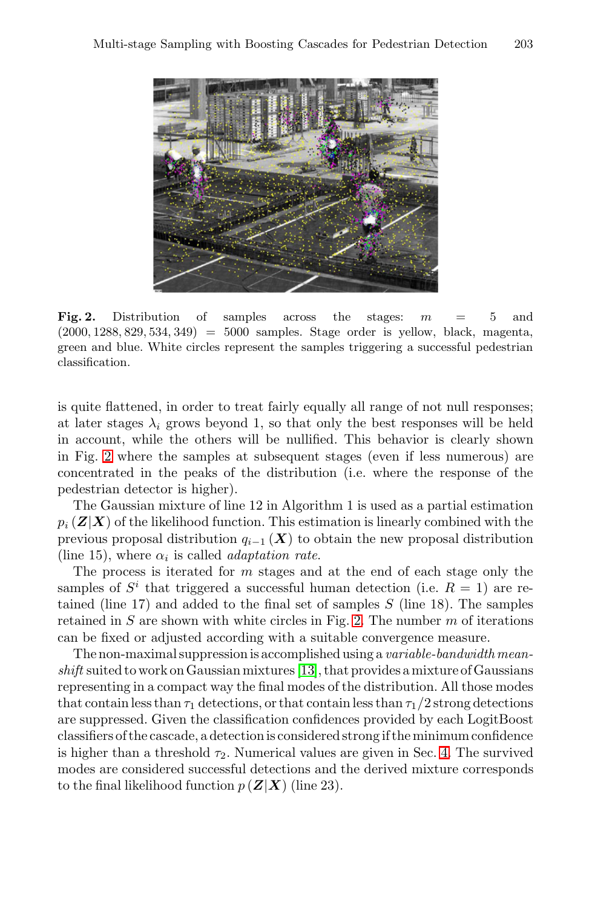**Fig. 2.** Distribution of samples across the stages: $m = 5$ and $(2000, 1288, 829, 534, 349) = 5000$ samples. Stage order is yellow, black, magenta, green and blue. White circles represent the samples triggering a successful pedestrian classification.

is quite flattened, in order to treat fairly equally all range of not null responses; at later stages $\lambda_i$ grows beyond 1, so that only the best responses will be held in account, while the others will be nullified. This behavior is clearly shown in Fig. 2 where the samples at subsequent stages (even if less numerous) are concentrated in the peaks of the distribution (i.e. where the response of the pedestrian detector is higher).

The Gaussian mixture of line 12 in Algorithm 1 is used as a partial estimation $p_i(\boldsymbol{Z}|\boldsymbol{X})$ of the likelihood function. This estimation is linearly combined with the previous proposal distribution $q_{i-1}(\boldsymbol{X})$ to obtain the new proposal distribution (line 15), where $\alpha_i$ is called *adaptation rate*.

The process is iterated for $m$ stages and at the end of each stage only the samples of $S^i$ that triggered a successful human detection (i.e. $R = 1$) are retained (line 17) and added to the final set of samples $S$ (line 18). The samples retained in $S$ are shown with white circles in Fig. 2. The number $m$ of iterations can be fixed or adjusted according with a suitable convergence measure.

The non-maximal suppression is accomplished using a *variable-bandwidth mean-shift* suited to work on Gaussian mixtures [13], that provides a mixture of Gaussians representing in a compact way the final modes of the distribution. All those modes that contain less than $\tau_1$ detections, or that contain less than $\tau_1/2$ strong detections are suppressed. Given the classification confidences provided by each LogitBoost classifiers of the cascade, a detection is considered strong if the minimum confidence is higher than a threshold $\tau_2$. Numerical values are given in Sec. 4. The survived modes are considered successful detections and the derived mixture corresponds to the final likelihood function $p(\boldsymbol{Z}|\boldsymbol{X})$ (line 23).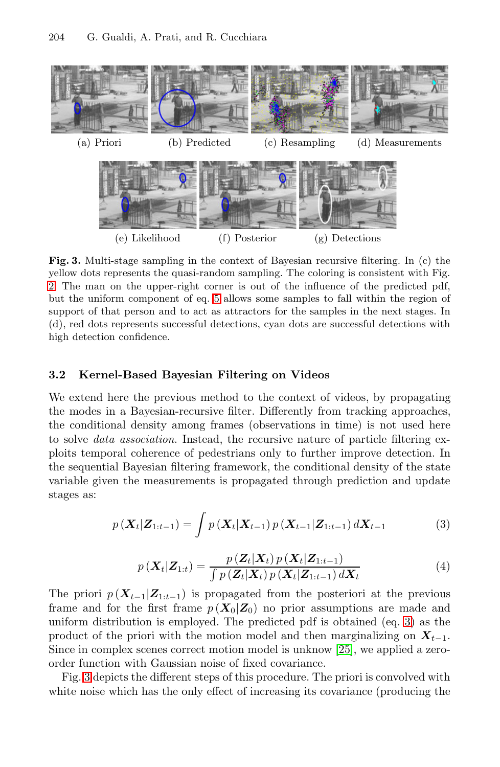(a) Priori (b) Predicted (c) Resampling (d) Measurements

(e) Likelihood (f) Posterior (g) Detections

**Fig. 3.** Multi-stage sampling in the context of Bayesian recursive filtering. In (c) the yellow dots represents the quasi-random sampling. The coloring is consistent with Fig. 2. The man on the upper-right corner is out of the influence of the predicted pdf, but the uniform component of eq. 5 allows some samples to fall within the region of support of that person and to act as attractors for the samples in the next stages. In (d), red dots represents successful detections, cyan dots are successful detections with high detection confidence.

### 3.2 Kernel-Based Bayesian Filtering on Videos

We extend here the previous method to the context of videos, by propagating the modes in a Bayesian-recursive filter. Differently from tracking approaches, the conditional density among frames (observations in time) is not used here to solve *data association*. Instead, the recursive nature of particle filtering exploits temporal coherence of pedestrians only to further improve detection. In the sequential Bayesian filtering framework, the conditional density of the state variable given the measurements is propagated through prediction and update stages as:

$$p\left(\boldsymbol{X}_t|\boldsymbol{Z}_{1:t-1}\right) = \int p\left(\boldsymbol{X}_t|\boldsymbol{X}_{t-1}\right) p\left(\boldsymbol{X}_{t-1}|\boldsymbol{Z}_{1:t-1}\right) d\boldsymbol{X}_{t-1} \tag{3}$$

$$p\left(\boldsymbol{X}_t|\boldsymbol{Z}_{1:t}\right) = \frac{p\left(\boldsymbol{Z}_t|\boldsymbol{X}_t\right) p\left(\boldsymbol{X}_t|\boldsymbol{Z}_{1:t-1}\right)}{\int p\left(\boldsymbol{Z}_t|\boldsymbol{X}_t\right) p\left(\boldsymbol{X}_t|\boldsymbol{Z}_{1:t-1}\right) d\boldsymbol{X}_t} \tag{4}$$

The priori $p\left(\boldsymbol{X}_{t-1}|\boldsymbol{Z}_{1:t-1}\right)$ is propagated from the posteriori at the previous frame and for the first frame $p\left(\boldsymbol{X}_0|\boldsymbol{Z}_0\right)$ no prior assumptions are made and uniform distribution is employed. The predicted pdf is obtained (eq. 3) as the product of the priori with the motion model and then marginalizing on $\boldsymbol{X}_{t-1}$. Since in complex scenes correct motion model is unknow [25], we applied a zero-order function with Gaussian noise of fixed covariance.

Fig. 3 depicts the different steps of this procedure. The priori is convolved with white noise which has the only effect of increasing its covariance (producing the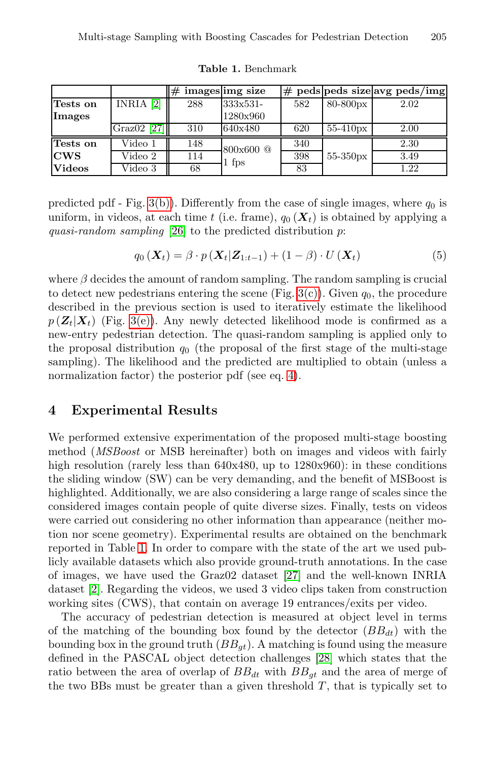**Table 1.** Benchmark

| | | # images | img size | # peds | peds size | avg peds/img |
|---|---|---|---|---|---|---|
| **Tests on Images** | INRIA [2] | 288 | 333x531-1280x960 | 582 | 80-800px | 2.02 |
| | Graz02 [27] | 310 | 640x480 | 620 | 55-410px | 2.00 |
| **Tests on CWS Videos** | Video 1 | 148 | 800x600 @ 1 fps | 340 | 55-350px | 2.30 |
| | Video 2 | 114 | | 398 | | 3.49 |
| | Video 3 | 68 | | 83 | | 1.22 |

predicted pdf - Fig. 3(b)). Differently from the case of single images, where $q_0$ is uniform, in videos, at each time $t$ (i.e. frame), $q_0(\boldsymbol{X}_t)$ is obtained by applying a *quasi-random sampling* [26] to the predicted distribution $p$:

$$q_0(\boldsymbol{X}_t) = \beta \cdot p(\boldsymbol{X}_t|\boldsymbol{Z}_{1:t-1}) + (1-\beta) \cdot U(\boldsymbol{X}_t) \tag{5}$$

where $\beta$ decides the amount of random sampling. The random sampling is crucial to detect new pedestrians entering the scene (Fig. 3(c)). Given $q_0$, the procedure described in the previous section is used to iteratively estimate the likelihood $p(\boldsymbol{Z}_t|\boldsymbol{X}_t)$ (Fig. 3(e)). Any newly detected likelihood mode is confirmed as a new-entry pedestrian detection. The quasi-random sampling is applied only to the proposal distribution $q_0$ (the proposal of the first stage of the multi-stage sampling). The likelihood and the predicted are multiplied to obtain (unless a normalization factor) the posterior pdf (see eq. 4).

## 4 Experimental Results

We performed extensive experimentation of the proposed multi-stage boosting method (*MSBoost* or MSB hereinafter) both on images and videos with fairly high resolution (rarely less than 640x480, up to 1280x960): in these conditions the sliding window (SW) can be very demanding, and the benefit of MSBoost is highlighted. Additionally, we are also considering a large range of scales since the considered images contain people of quite diverse sizes. Finally, tests on videos were carried out considering no other information than appearance (neither motion nor scene geometry). Experimental results are obtained on the benchmark reported in Table 1. In order to compare with the state of the art we used publicly available datasets which also provide ground-truth annotations. In the case of images, we have used the Graz02 dataset [27] and the well-known INRIA dataset [2]. Regarding the videos, we used 3 video clips taken from construction working sites (CWS), that contain on average 19 entrances/exits per video.

The accuracy of pedestrian detection is measured at object level in terms of the matching of the bounding box found by the detector ($BB_{dt}$) with the bounding box in the ground truth ($BB_{gt}$). A matching is found using the measure defined in the PASCAL object detection challenges [28] which states that the ratio between the area of overlap of $BB_{dt}$ with $BB_{gt}$ and the area of merge of the two BBs must be greater than a given threshold $T$, that is typically set to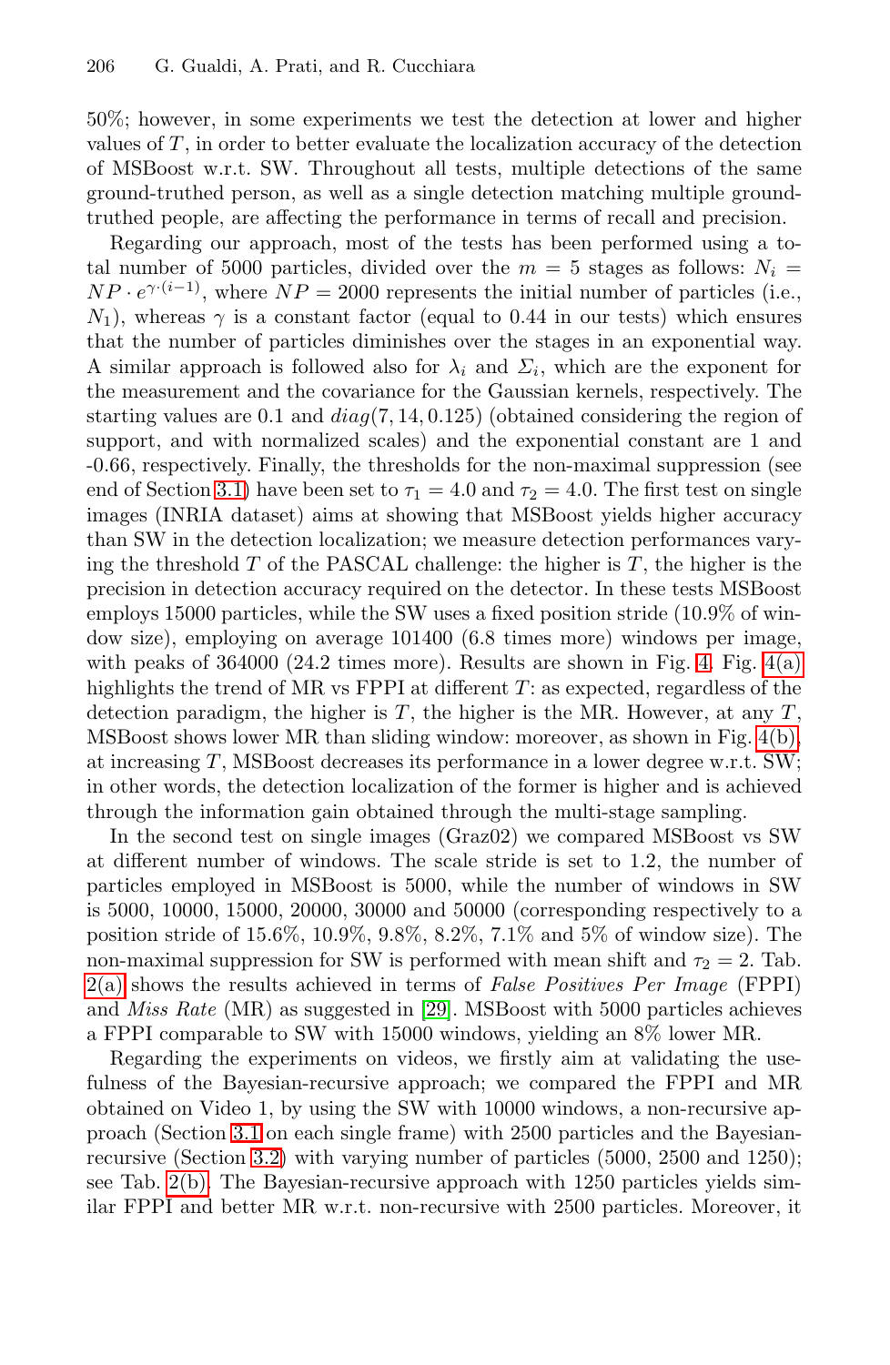50%; however, in some experiments we test the detection at lower and higher values of $T$, in order to better evaluate the localization accuracy of the detection of MSBoost w.r.t. SW. Throughout all tests, multiple detections of the same ground-truthed person, as well as a single detection matching multiple ground-truthed people, are affecting the performance in terms of recall and precision.

Regarding our approach, most of the tests has been performed using a total number of 5000 particles, divided over the $m = 5$ stages as follows: $N_i = NP \cdot e^{\gamma \cdot (i-1)}$, where $NP = 2000$ represents the initial number of particles (i.e., $N_1$), whereas $\gamma$ is a constant factor (equal to 0.44 in our tests) which ensures that the number of particles diminishes over the stages in an exponential way. A similar approach is followed also for $\lambda_i$ and $\Sigma_i$, which are the exponent for the measurement and the covariance for the Gaussian kernels, respectively. The starting values are 0.1 and $diag(7, 14, 0.125)$ (obtained considering the region of support, and with normalized scales) and the exponential constant are 1 and -0.66, respectively. Finally, the thresholds for the non-maximal suppression (see end of Section 3.1) have been set to $\tau_1 = 4.0$ and $\tau_2 = 4.0$. The first test on single images (INRIA dataset) aims at showing that MSBoost yields higher accuracy than SW in the detection localization; we measure detection performances varying the threshold $T$ of the PASCAL challenge: the higher is $T$, the higher is the precision in detection accuracy required on the detector. In these tests MSBoost employs 15000 particles, while the SW uses a fixed position stride (10.9% of window size), employing on average 101400 (6.8 times more) windows per image, with peaks of 364000 (24.2 times more). Results are shown in Fig. 4. Fig. 4(a) highlights the trend of MR vs FPPI at different $T$: as expected, regardless of the detection paradigm, the higher is $T$, the higher is the MR. However, at any $T$, MSBoost shows lower MR than sliding window: moreover, as shown in Fig. 4(b), at increasing $T$, MSBoost decreases its performance in a lower degree w.r.t. SW; in other words, the detection localization of the former is higher and is achieved through the information gain obtained through the multi-stage sampling.

In the second test on single images (Graz02) we compared MSBoost vs SW at different number of windows. The scale stride is set to 1.2, the number of particles employed in MSBoost is 5000, while the number of windows in SW is 5000, 10000, 15000, 20000, 30000 and 50000 (corresponding respectively to a position stride of 15.6%, 10.9%, 9.8%, 8.2%, 7.1% and 5% of window size). The non-maximal suppression for SW is performed with mean shift and $\tau_2 = 2$. Tab. 2(a) shows the results achieved in terms of *False Positives Per Image* (FPPI) and *Miss Rate* (MR) as suggested in [29]. MSBoost with 5000 particles achieves a FPPI comparable to SW with 15000 windows, yielding an 8% lower MR.

Regarding the experiments on videos, we firstly aim at validating the usefulness of the Bayesian-recursive approach; we compared the FPPI and MR obtained on Video 1, by using the SW with 10000 windows, a non-recursive approach (Section 3.1 on each single frame) with 2500 particles and the Bayesian-recursive (Section 3.2) with varying number of particles (5000, 2500 and 1250); see Tab. 2(b). The Bayesian-recursive approach with 1250 particles yields similar FPPI and better MR w.r.t. non-recursive with 2500 particles. Moreover, it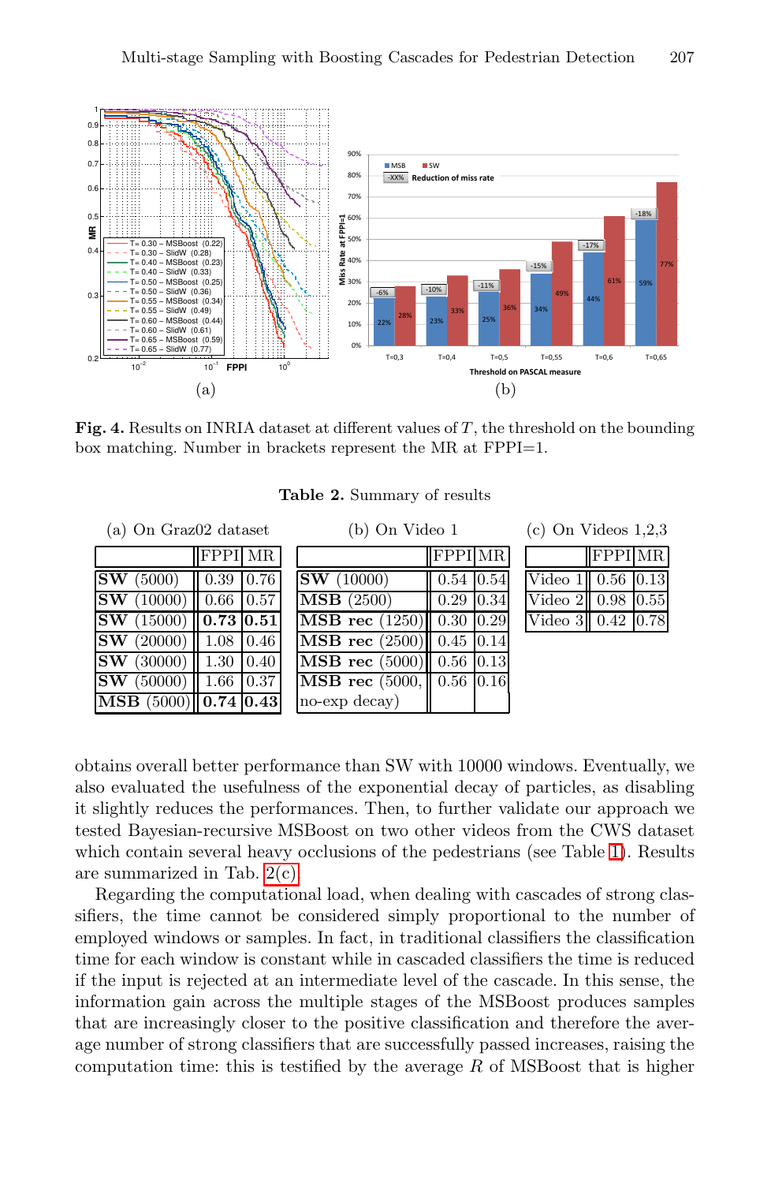**Fig. 4.** Results on INRIA dataset at different values of $T$, the threshold on the bounding box matching. Number in brackets represent the MR at FPPI=1.

**Table 2.** Summary of results

(a) On Graz02 dataset

| | FPPI | MR |
|---|---|---|
| **SW** (5000) | 0.39 | 0.76 |
| **SW** (10000) | 0.66 | 0.57 |
| **SW** (15000) | **0.73** | **0.51** |
| **SW** (20000) | 1.08 | 0.46 |
| **SW** (30000) | 1.30 | 0.40 |
| **SW** (50000) | 1.66 | 0.37 |
| **MSB** (5000) | **0.74** | **0.43** |

(b) On Video 1

| | FPPI | MR |
|---|---|---|
| **SW** (10000) | 0.54 | 0.54 |
| **MSB** (2500) | 0.29 | 0.34 |
| **MSB rec** (1250) | 0.30 | 0.29 |
| **MSB rec** (2500) | 0.45 | 0.14 |
| **MSB rec** (5000) | 0.56 | 0.13 |
| **MSB rec** (5000, no-exp decay) | 0.56 | 0.16 |

(c) On Videos 1,2,3

| | FPPI | MR |
|---|---|---|
| Video 1 | 0.56 | 0.13 |
| Video 2 | 0.98 | 0.55 |
| Video 3 | 0.42 | 0.78 |

obtains overall better performance than SW with 10000 windows. Eventually, we also evaluated the usefulness of the exponential decay of particles, as disabling it slightly reduces the performances. Then, to further validate our approach we tested Bayesian-recursive MSBoost on two other videos from the CWS dataset which contain several heavy occlusions of the pedestrians (see Table 1). Results are summarized in Tab. 2(c).

Regarding the computational load, when dealing with cascades of strong classifiers, the time cannot be considered simply proportional to the number of employed windows or samples. In fact, in traditional classifiers the classification time for each window is constant while in cascaded classifiers the time is reduced if the input is rejected at an intermediate level of the cascade. In this sense, the information gain across the multiple stages of the MSBoost produces samples that are increasingly closer to the positive classification and therefore the average number of strong classifiers that are successfully passed increases, raising the computation time: this is testified by the average $R$ of MSBoost that is higher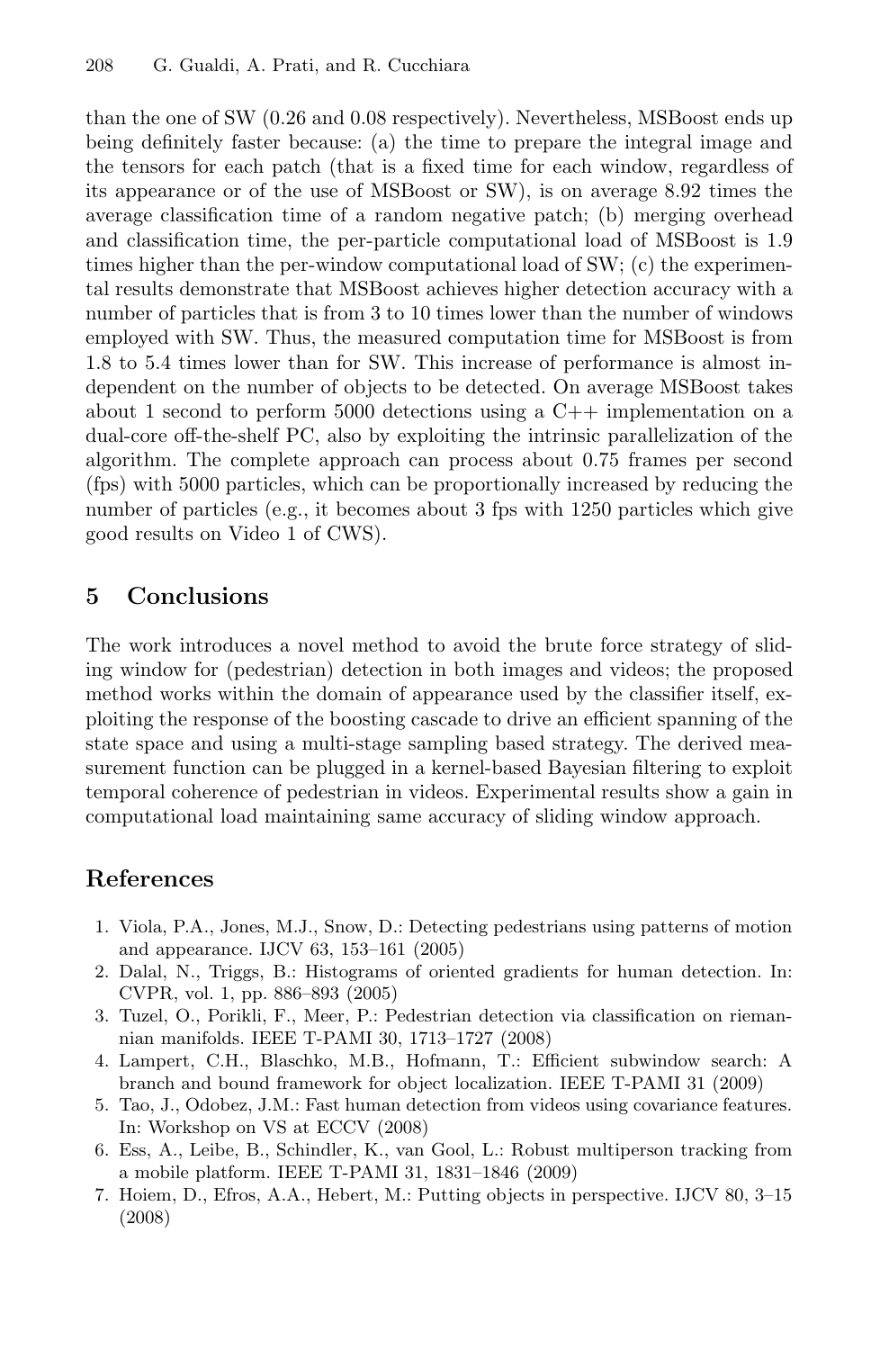than the one of SW (0.26 and 0.08 respectively). Nevertheless, MSBoost ends up being definitely faster because: (a) the time to prepare the integral image and the tensors for each patch (that is a fixed time for each window, regardless of its appearance or of the use of MSBoost or SW), is on average 8.92 times the average classification time of a random negative patch; (b) merging overhead and classification time, the per-particle computational load of MSBoost is 1.9 times higher than the per-window computational load of SW; (c) the experimental results demonstrate that MSBoost achieves higher detection accuracy with a number of particles that is from 3 to 10 times lower than the number of windows employed with SW. Thus, the measured computation time for MSBoost is from 1.8 to 5.4 times lower than for SW. This increase of performance is almost independent on the number of objects to be detected. On average MSBoost takes about 1 second to perform 5000 detections using a C++ implementation on a dual-core off-the-shelf PC, also by exploiting the intrinsic parallelization of the algorithm. The complete approach can process about 0.75 frames per second (fps) with 5000 particles, which can be proportionally increased by reducing the number of particles (e.g., it becomes about 3 fps with 1250 particles which give good results on Video 1 of CWS).

## 5 Conclusions

The work introduces a novel method to avoid the brute force strategy of sliding window for (pedestrian) detection in both images and videos; the proposed method works within the domain of appearance used by the classifier itself, exploiting the response of the boosting cascade to drive an efficient spanning of the state space and using a multi-stage sampling based strategy. The derived measurement function can be plugged in a kernel-based Bayesian filtering to exploit temporal coherence of pedestrian in videos. Experimental results show a gain in computational load maintaining same accuracy of sliding window approach.

## References

1. Viola, P.A., Jones, M.J., Snow, D.: Detecting pedestrians using patterns of motion and appearance. IJCV 63, 153–161 (2005)
2. Dalal, N., Triggs, B.: Histograms of oriented gradients for human detection. In: CVPR, vol. 1, pp. 886–893 (2005)
3. Tuzel, O., Porikli, F., Meer, P.: Pedestrian detection via classification on riemannian manifolds. IEEE T-PAMI 30, 1713–1727 (2008)
4. Lampert, C.H., Blaschko, M.B., Hofmann, T.: Efficient subwindow search: A branch and bound framework for object localization. IEEE T-PAMI 31 (2009)
5. Tao, J., Odobez, J.M.: Fast human detection from videos using covariance features. In: Workshop on VS at ECCV (2008)
6. Ess, A., Leibe, B., Schindler, K., van Gool, L.: Robust multiperson tracking from a mobile platform. IEEE T-PAMI 31, 1831–1846 (2009)
7. Hoiem, D., Efros, A.A., Hebert, M.: Putting objects in perspective. IJCV 80, 3–15 (2008)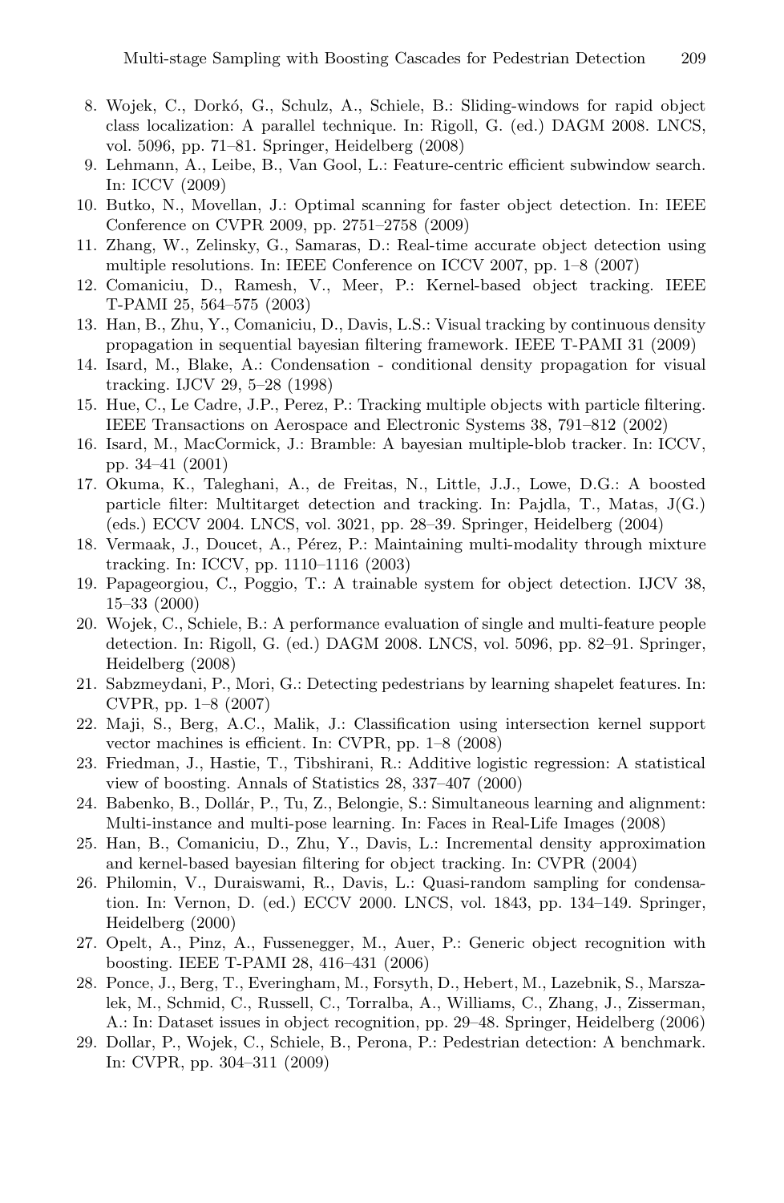8. Wojek, C., Dorkó, G., Schulz, A., Schiele, B.: Sliding-windows for rapid object class localization: A parallel technique. In: Rigoll, G. (ed.) DAGM 2008. LNCS, vol. 5096, pp. 71–81. Springer, Heidelberg (2008)
9. Lehmann, A., Leibe, B., Van Gool, L.: Feature-centric efficient subwindow search. In: ICCV (2009)
10. Butko, N., Movellan, J.: Optimal scanning for faster object detection. In: IEEE Conference on CVPR 2009, pp. 2751–2758 (2009)
11. Zhang, W., Zelinsky, G., Samaras, D.: Real-time accurate object detection using multiple resolutions. In: IEEE Conference on ICCV 2007, pp. 1–8 (2007)
12. Comaniciu, D., Ramesh, V., Meer, P.: Kernel-based object tracking. IEEE T-PAMI 25, 564–575 (2003)
13. Han, B., Zhu, Y., Comaniciu, D., Davis, L.S.: Visual tracking by continuous density propagation in sequential bayesian filtering framework. IEEE T-PAMI 31 (2009)
14. Isard, M., Blake, A.: Condensation - conditional density propagation for visual tracking. IJCV 29, 5–28 (1998)
15. Hue, C., Le Cadre, J.P., Perez, P.: Tracking multiple objects with particle filtering. IEEE Transactions on Aerospace and Electronic Systems 38, 791–812 (2002)
16. Isard, M., MacCormick, J.: Bramble: A bayesian multiple-blob tracker. In: ICCV, pp. 34–41 (2001)
17. Okuma, K., Taleghani, A., de Freitas, N., Little, J.J., Lowe, D.G.: A boosted particle filter: Multitarget detection and tracking. In: Pajdla, T., Matas, J(G.) (eds.) ECCV 2004. LNCS, vol. 3021, pp. 28–39. Springer, Heidelberg (2004)
18. Vermaak, J., Doucet, A., Pérez, P.: Maintaining multi-modality through mixture tracking. In: ICCV, pp. 1110–1116 (2003)
19. Papageorgiou, C., Poggio, T.: A trainable system for object detection. IJCV 38, 15–33 (2000)
20. Wojek, C., Schiele, B.: A performance evaluation of single and multi-feature people detection. In: Rigoll, G. (ed.) DAGM 2008. LNCS, vol. 5096, pp. 82–91. Springer, Heidelberg (2008)
21. Sabzmeydani, P., Mori, G.: Detecting pedestrians by learning shapelet features. In: CVPR, pp. 1–8 (2007)
22. Maji, S., Berg, A.C., Malik, J.: Classification using intersection kernel support vector machines is efficient. In: CVPR, pp. 1–8 (2008)
23. Friedman, J., Hastie, T., Tibshirani, R.: Additive logistic regression: A statistical view of boosting. Annals of Statistics 28, 337–407 (2000)
24. Babenko, B., Dollár, P., Tu, Z., Belongie, S.: Simultaneous learning and alignment: Multi-instance and multi-pose learning. In: Faces in Real-Life Images (2008)
25. Han, B., Comaniciu, D., Zhu, Y., Davis, L.: Incremental density approximation and kernel-based bayesian filtering for object tracking. In: CVPR (2004)
26. Philomin, V., Duraiswami, R., Davis, L.: Quasi-random sampling for condensation. In: Vernon, D. (ed.) ECCV 2000. LNCS, vol. 1843, pp. 134–149. Springer, Heidelberg (2000)
27. Opelt, A., Pinz, A., Fussenegger, M., Auer, P.: Generic object recognition with boosting. IEEE T-PAMI 28, 416–431 (2006)
28. Ponce, J., Berg, T., Everingham, M., Forsyth, D., Hebert, M., Lazebnik, S., Marszalek, M., Schmid, C., Russell, C., Torralba, A., Williams, C., Zhang, J., Zisserman, A.: In: Dataset issues in object recognition, pp. 29–48. Springer, Heidelberg (2006)
29. Dollar, P., Wojek, C., Schiele, B., Perona, P.: Pedestrian detection: A benchmark. In: CVPR, pp. 304–311 (2009)